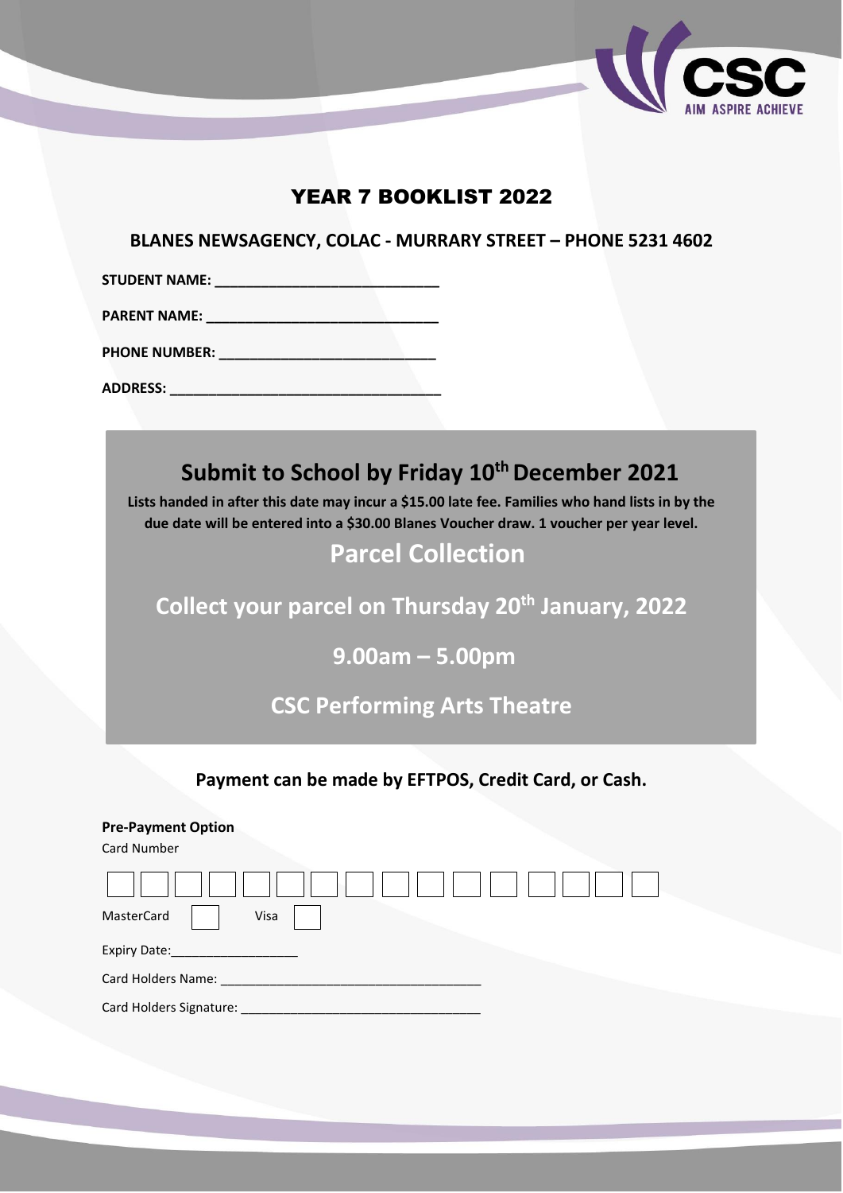CSC
AIM ASPIRE ACHIEVE

# YEAR 7 BOOKLIST 2022

**BLANES NEWSAGENCY, COLAC - MURRARY STREET – PHONE 5231 4602**

**STUDENT NAME:** ___________________________

**PARENT NAME:** _____________________________

**PHONE NUMBER:** ___________________________

**ADDRESS:** __________________________________

## Submit to School by Friday 10th December 2021

**Lists handed in after this date may incur a $15.00 late fee. Families who hand lists in by the due date will be entered into a $30.00 Blanes Voucher draw. 1 voucher per year level.**

## Parcel Collection

**Collect your parcel on Thursday 20th January, 2022**

**9.00am – 5.00pm**

**CSC Performing Arts Theatre**

**Payment can be made by EFTPOS, Credit Card, or Cash.**

**Pre-Payment Option**

Card Number

| | | | | | | | | | | | | | | | |
|---|---|---|---|---|---|---|---|---|---|---|---|---|---|---|---|

MasterCard ☐ Visa ☐

Expiry Date:__________________

Card Holders Name: ____________________________________

Card Holders Signature: _________________________________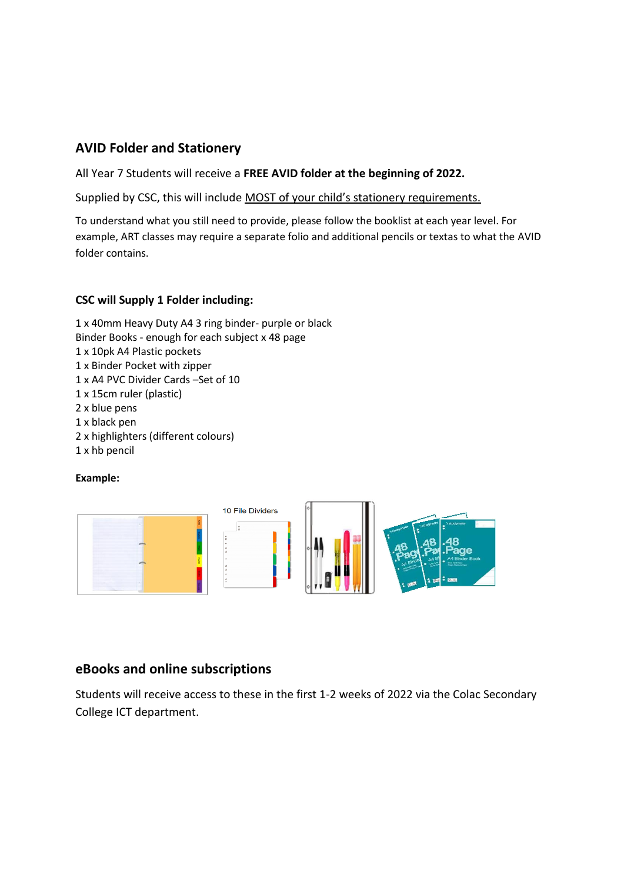## AVID Folder and Stationery

All Year 7 Students will receive a **FREE AVID folder at the beginning of 2022.**

Supplied by CSC, this will include MOST of your child's stationery requirements.

To understand what you still need to provide, please follow the booklist at each year level. For example, ART classes may require a separate folio and additional pencils or textas to what the AVID folder contains.

**CSC will Supply 1 Folder including:**

1 x 40mm Heavy Duty A4 3 ring binder- purple or black
Binder Books - enough for each subject x 48 page
1 x 10pk A4 Plastic pockets
1 x Binder Pocket with zipper
1 x A4 PVC Divider Cards –Set of 10
1 x 15cm ruler (plastic)
2 x blue pens
1 x black pen
2 x highlighters (different colours)
1 x hb pencil

**Example:**

## eBooks and online subscriptions

Students will receive access to these in the first 1-2 weeks of 2022 via the Colac Secondary College ICT department.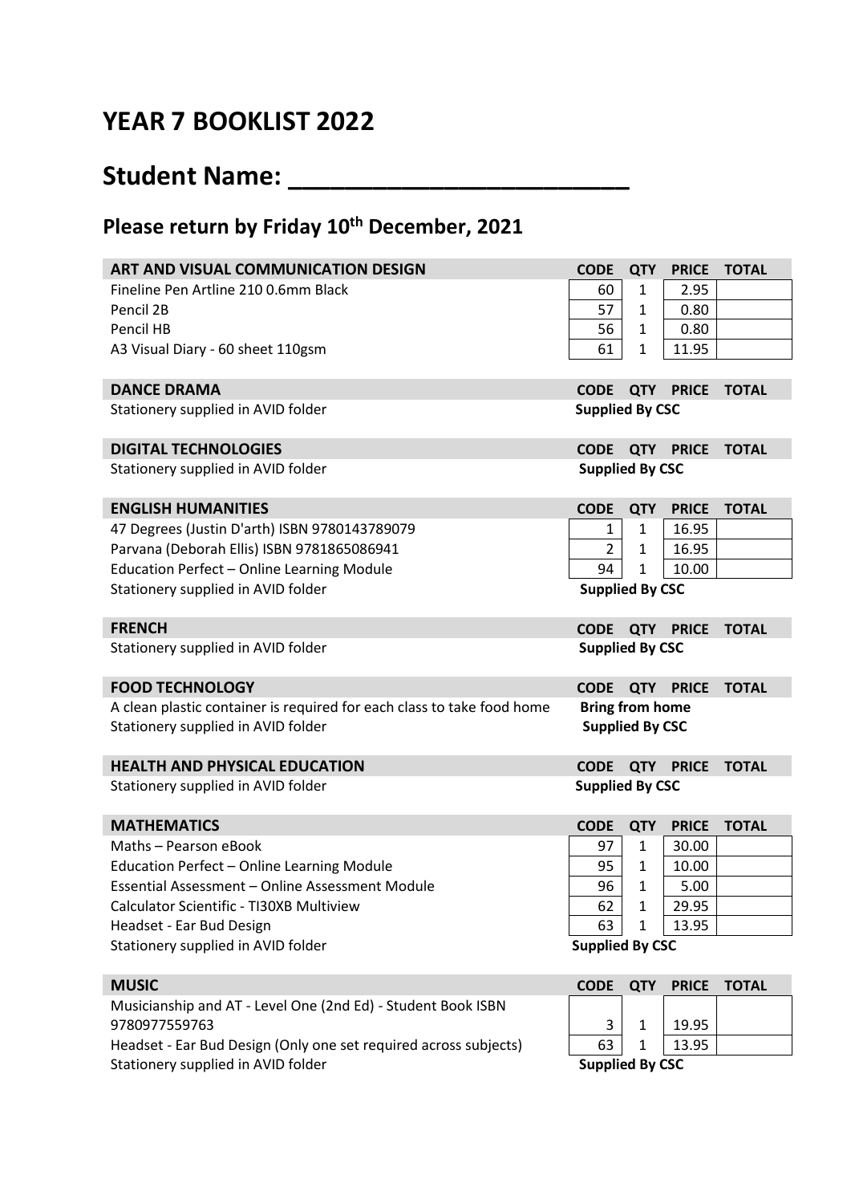# YEAR 7 BOOKLIST 2022

# Student Name: ______________________

## Please return by Friday 10th December, 2021

| ART AND VISUAL COMMUNICATION DESIGN | CODE | QTY | PRICE | TOTAL |
|---|---|---|---|---|
| Fineline Pen Artline 210 0.6mm Black | 60 | 1 | 2.95 | |
| Pencil 2B | 57 | 1 | 0.80 | |
| Pencil HB | 56 | 1 | 0.80 | |
| A3 Visual Diary - 60 sheet 110gsm | 61 | 1 | 11.95 | |

| DANCE DRAMA | CODE | QTY | PRICE | TOTAL |
|---|---|---|---|---|
| Stationery supplied in AVID folder | Supplied By CSC | | | |

| DIGITAL TECHNOLOGIES | CODE | QTY | PRICE | TOTAL |
|---|---|---|---|---|
| Stationery supplied in AVID folder | Supplied By CSC | | | |

| ENGLISH HUMANITIES | CODE | QTY | PRICE | TOTAL |
|---|---|---|---|---|
| 47 Degrees (Justin D'arth) ISBN 9780143789079 | 1 | 1 | 16.95 | |
| Parvana (Deborah Ellis) ISBN 9781865086941 | 2 | 1 | 16.95 | |
| Education Perfect – Online Learning Module | 94 | 1 | 10.00 | |
| Stationery supplied in AVID folder | Supplied By CSC | | | |

| FRENCH | CODE | QTY | PRICE | TOTAL |
|---|---|---|---|---|
| Stationery supplied in AVID folder | Supplied By CSC | | | |

| FOOD TECHNOLOGY | CODE | QTY | PRICE | TOTAL |
|---|---|---|---|---|
| A clean plastic container is required for each class to take food home | Bring from home | | | |
| Stationery supplied in AVID folder | Supplied By CSC | | | |

| HEALTH AND PHYSICAL EDUCATION | CODE | QTY | PRICE | TOTAL |
|---|---|---|---|---|
| Stationery supplied in AVID folder | Supplied By CSC | | | |

| MATHEMATICS | CODE | QTY | PRICE | TOTAL |
|---|---|---|---|---|
| Maths – Pearson eBook | 97 | 1 | 30.00 | |
| Education Perfect – Online Learning Module | 95 | 1 | 10.00 | |
| Essential Assessment – Online Assessment Module | 96 | 1 | 5.00 | |
| Calculator Scientific - TI30XB Multiview | 62 | 1 | 29.95 | |
| Headset - Ear Bud Design | 63 | 1 | 13.95 | |
| Stationery supplied in AVID folder | Supplied By CSC | | | |

| MUSIC | CODE | QTY | PRICE | TOTAL |
|---|---|---|---|---|
| Musicianship and AT - Level One (2nd Ed) - Student Book ISBN 9780977559763 | 3 | 1 | 19.95 | |
| Headset - Ear Bud Design (Only one set required across subjects) | 63 | 1 | 13.95 | |
| Stationery supplied in AVID folder | Supplied By CSC | | | |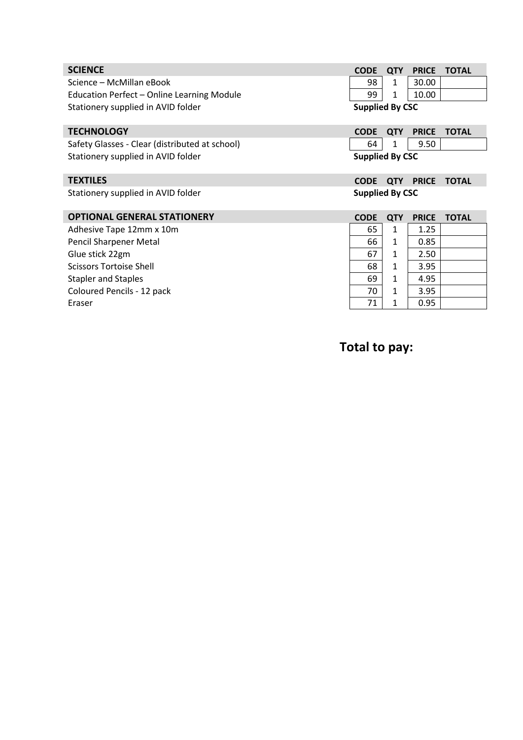| SCIENCE | CODE | QTY | PRICE | TOTAL |
| --- | --- | --- | --- | --- |
| Science – McMillan eBook | 98 | 1 | 30.00 | |
| Education Perfect – Online Learning Module | 99 | 1 | 10.00 | |
| Stationery supplied in AVID folder | **Supplied By CSC** | | | |

| TECHNOLOGY | CODE | QTY | PRICE | TOTAL |
| --- | --- | --- | --- | --- |
| Safety Glasses - Clear (distributed at school) | 64 | 1 | 9.50 | |
| Stationery supplied in AVID folder | **Supplied By CSC** | | | |

| TEXTILES | CODE | QTY | PRICE | TOTAL |
| --- | --- | --- | --- | --- |
| Stationery supplied in AVID folder | **Supplied By CSC** | | | |

| OPTIONAL GENERAL STATIONERY | CODE | QTY | PRICE | TOTAL |
| --- | --- | --- | --- | --- |
| Adhesive Tape 12mm x 10m | 65 | 1 | 1.25 | |
| Pencil Sharpener Metal | 66 | 1 | 0.85 | |
| Glue stick 22gm | 67 | 1 | 2.50 | |
| Scissors Tortoise Shell | 68 | 1 | 3.95 | |
| Stapler and Staples | 69 | 1 | 4.95 | |
| Coloured Pencils - 12 pack | 70 | 1 | 3.95 | |
| Eraser | 71 | 1 | 0.95 | |

**Total to pay:**